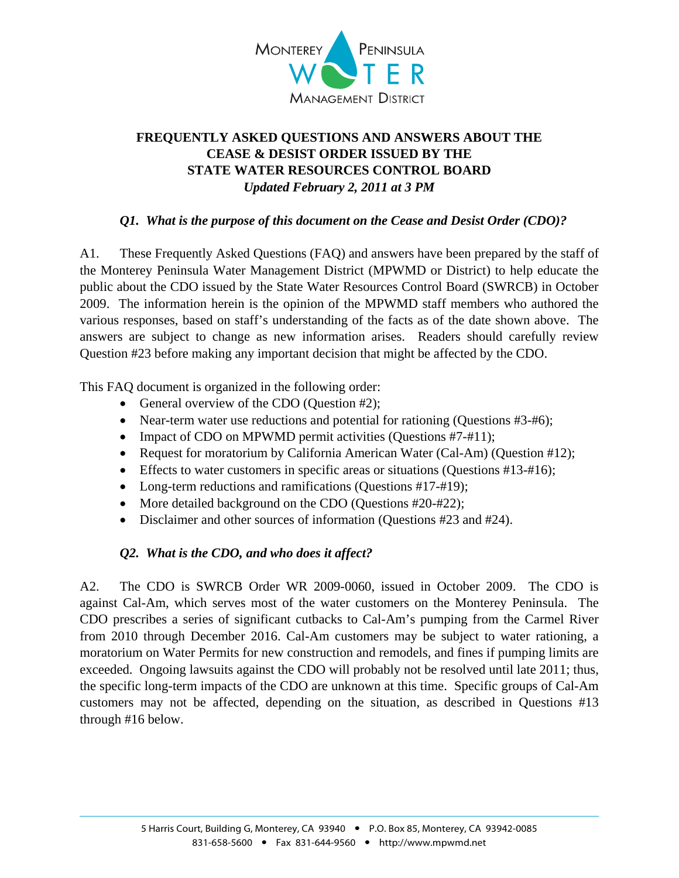MONTEREY PENINSULA WATER MANAGEMENT DISTRICT

# FREQUENTLY ASKED QUESTIONS AND ANSWERS ABOUT THE CEASE & DESIST ORDER ISSUED BY THE STATE WATER RESOURCES CONTROL BOARD

***Updated February 2, 2011 at 3 PM***

***Q1. What is the purpose of this document on the Cease and Desist Order (CDO)?***

A1. These Frequently Asked Questions (FAQ) and answers have been prepared by the staff of the Monterey Peninsula Water Management District (MPWMD or District) to help educate the public about the CDO issued by the State Water Resources Control Board (SWRCB) in October 2009. The information herein is the opinion of the MPWMD staff members who authored the various responses, based on staff's understanding of the facts as of the date shown above. The answers are subject to change as new information arises. Readers should carefully review Question #23 before making any important decision that might be affected by the CDO.

This FAQ document is organized in the following order:

- General overview of the CDO (Question #2);
- Near-term water use reductions and potential for rationing (Questions #3-#6);
- Impact of CDO on MPWMD permit activities (Questions #7-#11);
- Request for moratorium by California American Water (Cal-Am) (Question #12);
- Effects to water customers in specific areas or situations (Questions #13-#16);
- Long-term reductions and ramifications (Questions #17-#19);
- More detailed background on the CDO (Questions #20-#22);
- Disclaimer and other sources of information (Questions #23 and #24).

***Q2. What is the CDO, and who does it affect?***

A2. The CDO is SWRCB Order WR 2009-0060, issued in October 2009. The CDO is against Cal-Am, which serves most of the water customers on the Monterey Peninsula. The CDO prescribes a series of significant cutbacks to Cal-Am's pumping from the Carmel River from 2010 through December 2016. Cal-Am customers may be subject to water rationing, a moratorium on Water Permits for new construction and remodels, and fines if pumping limits are exceeded. Ongoing lawsuits against the CDO will probably not be resolved until late 2011; thus, the specific long-term impacts of the CDO are unknown at this time. Specific groups of Cal-Am customers may not be affected, depending on the situation, as described in Questions #13 through #16 below.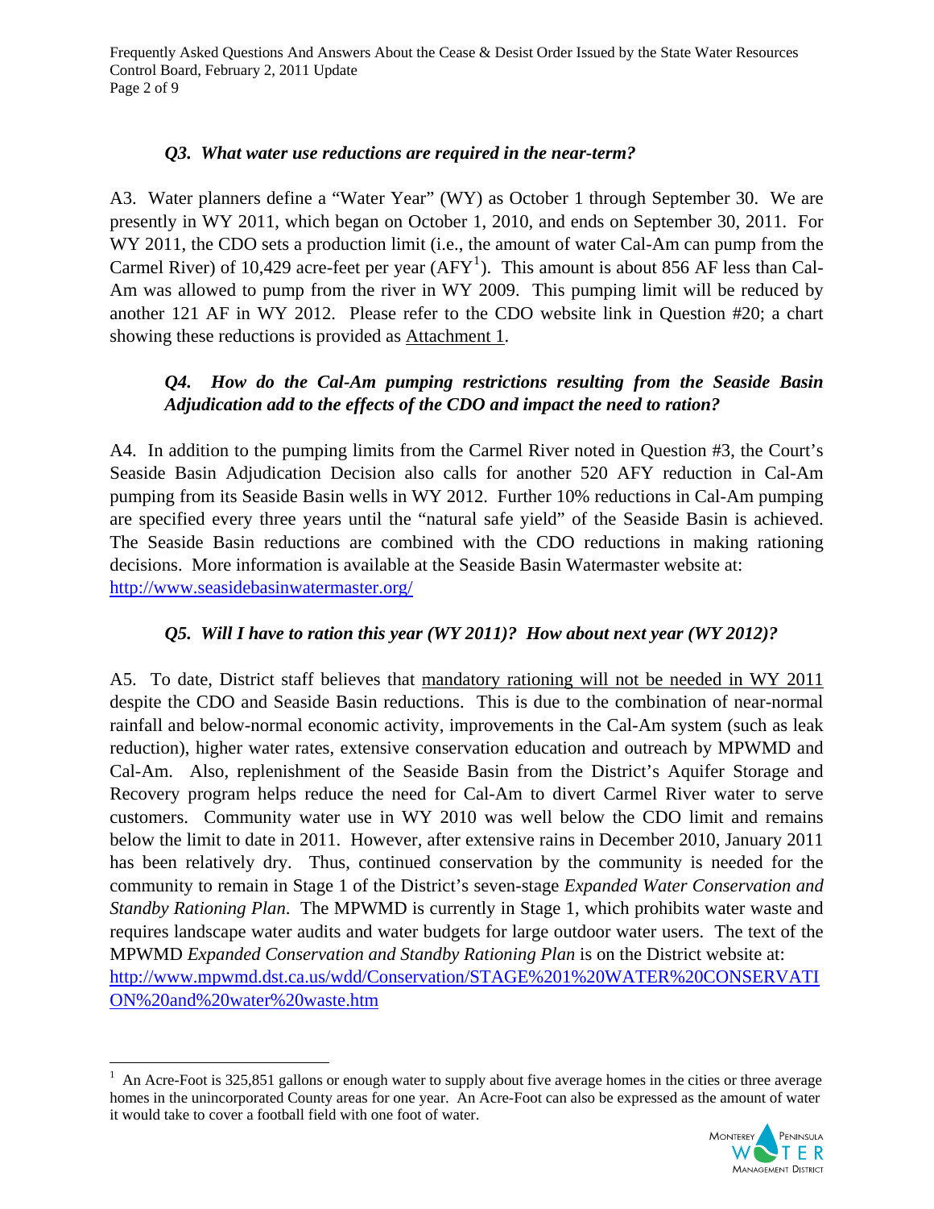### *Q3. What water use reductions are required in the near-term?*

A3. Water planners define a "Water Year" (WY) as October 1 through September 30. We are presently in WY 2011, which began on October 1, 2010, and ends on September 30, 2011. For WY 2011, the CDO sets a production limit (i.e., the amount of water Cal-Am can pump from the Carmel River) of 10,429 acre-feet per year (AFY[1]). This amount is about 856 AF less than Cal-Am was allowed to pump from the river in WY 2009. This pumping limit will be reduced by another 121 AF in WY 2012. Please refer to the CDO website link in Question #20; a chart showing these reductions is provided as Attachment 1.

### *Q4. How do the Cal-Am pumping restrictions resulting from the Seaside Basin Adjudication add to the effects of the CDO and impact the need to ration?*

A4. In addition to the pumping limits from the Carmel River noted in Question #3, the Court's Seaside Basin Adjudication Decision also calls for another 520 AFY reduction in Cal-Am pumping from its Seaside Basin wells in WY 2012. Further 10% reductions in Cal-Am pumping are specified every three years until the "natural safe yield" of the Seaside Basin is achieved. The Seaside Basin reductions are combined with the CDO reductions in making rationing decisions. More information is available at the Seaside Basin Watermaster website at: http://www.seasidebasinwatermaster.org/

### *Q5. Will I have to ration this year (WY 2011)? How about next year (WY 2012)?*

A5. To date, District staff believes that mandatory rationing will not be needed in WY 2011 despite the CDO and Seaside Basin reductions. This is due to the combination of near-normal rainfall and below-normal economic activity, improvements in the Cal-Am system (such as leak reduction), higher water rates, extensive conservation education and outreach by MPWMD and Cal-Am. Also, replenishment of the Seaside Basin from the District's Aquifer Storage and Recovery program helps reduce the need for Cal-Am to divert Carmel River water to serve customers. Community water use in WY 2010 was well below the CDO limit and remains below the limit to date in 2011. However, after extensive rains in December 2010, January 2011 has been relatively dry. Thus, continued conservation by the community is needed for the community to remain in Stage 1 of the District's seven-stage *Expanded Water Conservation and Standby Rationing Plan*. The MPWMD is currently in Stage 1, which prohibits water waste and requires landscape water audits and water budgets for large outdoor water users. The text of the MPWMD *Expanded Conservation and Standby Rationing Plan* is on the District website at: http://www.mpwmd.dst.ca.us/wdd/Conservation/STAGE%201%20WATER%20CONSERVATION%20and%20water%20waste.htm

---

[1] An Acre-Foot is 325,851 gallons or enough water to supply about five average homes in the cities or three average homes in the unincorporated County areas for one year. An Acre-Foot can also be expressed as the amount of water it would take to cover a football field with one foot of water.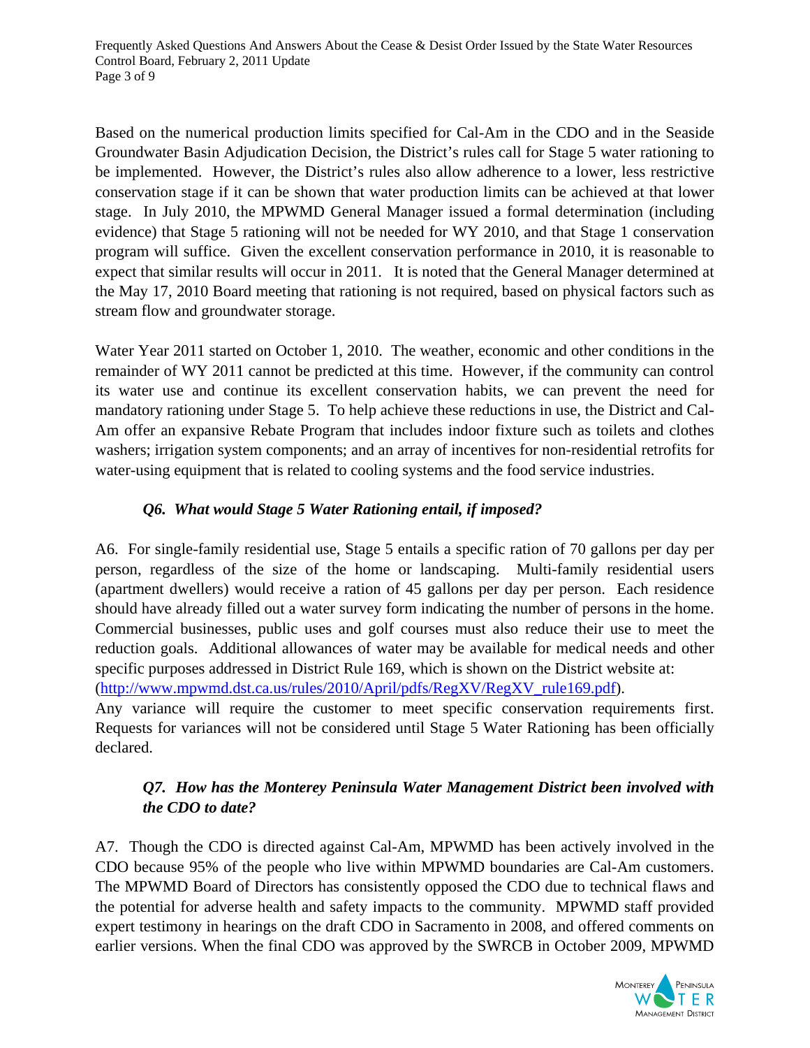Based on the numerical production limits specified for Cal-Am in the CDO and in the Seaside Groundwater Basin Adjudication Decision, the District's rules call for Stage 5 water rationing to be implemented. However, the District's rules also allow adherence to a lower, less restrictive conservation stage if it can be shown that water production limits can be achieved at that lower stage. In July 2010, the MPWMD General Manager issued a formal determination (including evidence) that Stage 5 rationing will not be needed for WY 2010, and that Stage 1 conservation program will suffice. Given the excellent conservation performance in 2010, it is reasonable to expect that similar results will occur in 2011. It is noted that the General Manager determined at the May 17, 2010 Board meeting that rationing is not required, based on physical factors such as stream flow and groundwater storage.

Water Year 2011 started on October 1, 2010. The weather, economic and other conditions in the remainder of WY 2011 cannot be predicted at this time. However, if the community can control its water use and continue its excellent conservation habits, we can prevent the need for mandatory rationing under Stage 5. To help achieve these reductions in use, the District and Cal-Am offer an expansive Rebate Program that includes indoor fixture such as toilets and clothes washers; irrigation system components; and an array of incentives for non-residential retrofits for water-using equipment that is related to cooling systems and the food service industries.

### *Q6. What would Stage 5 Water Rationing entail, if imposed?*

A6. For single-family residential use, Stage 5 entails a specific ration of 70 gallons per day per person, regardless of the size of the home or landscaping. Multi-family residential users (apartment dwellers) would receive a ration of 45 gallons per day per person. Each residence should have already filled out a water survey form indicating the number of persons in the home. Commercial businesses, public uses and golf courses must also reduce their use to meet the reduction goals. Additional allowances of water may be available for medical needs and other specific purposes addressed in District Rule 169, which is shown on the District website at: (http://www.mpwmd.dst.ca.us/rules/2010/April/pdfs/RegXV/RegXV_rule169.pdf).
Any variance will require the customer to meet specific conservation requirements first. Requests for variances will not be considered until Stage 5 Water Rationing has been officially declared.

### *Q7. How has the Monterey Peninsula Water Management District been involved with the CDO to date?*

A7. Though the CDO is directed against Cal-Am, MPWMD has been actively involved in the CDO because 95% of the people who live within MPWMD boundaries are Cal-Am customers. The MPWMD Board of Directors has consistently opposed the CDO due to technical flaws and the potential for adverse health and safety impacts to the community. MPWMD staff provided expert testimony in hearings on the draft CDO in Sacramento in 2008, and offered comments on earlier versions. When the final CDO was approved by the SWRCB in October 2009, MPWMD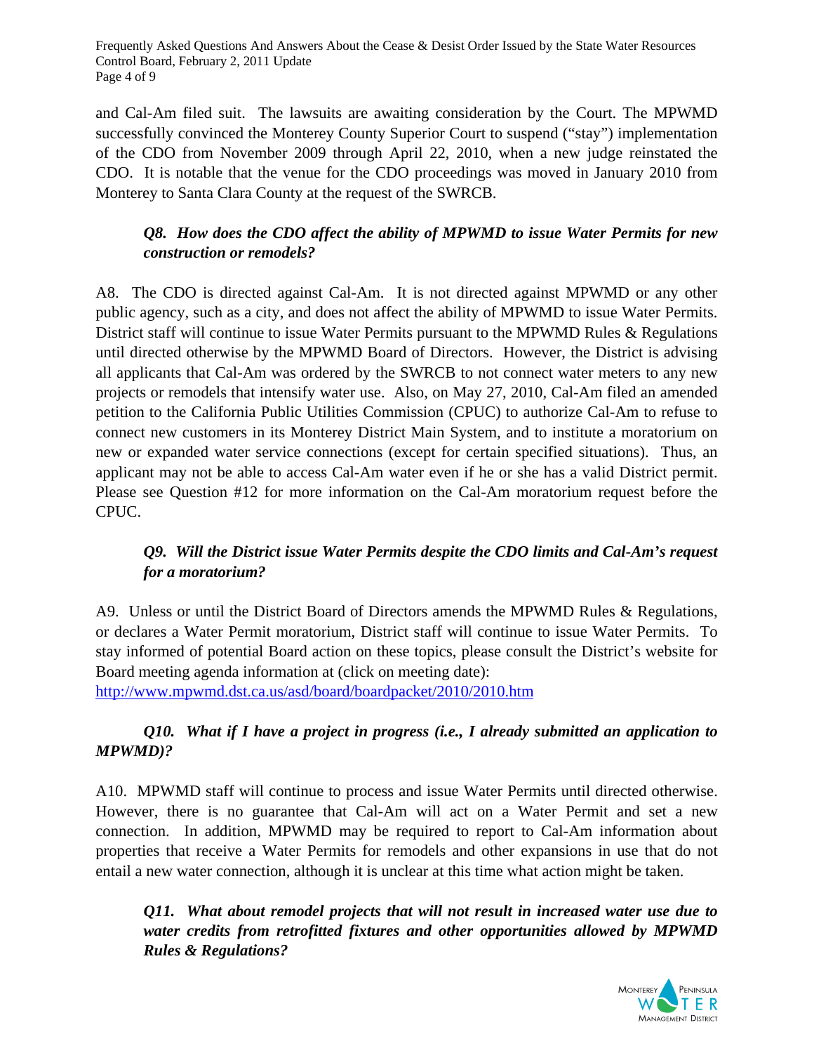and Cal-Am filed suit. The lawsuits are awaiting consideration by the Court. The MPWMD successfully convinced the Monterey County Superior Court to suspend ("stay") implementation of the CDO from November 2009 through April 22, 2010, when a new judge reinstated the CDO. It is notable that the venue for the CDO proceedings was moved in January 2010 from Monterey to Santa Clara County at the request of the SWRCB.

***Q8. How does the CDO affect the ability of MPWMD to issue Water Permits for new construction or remodels?***

A8. The CDO is directed against Cal-Am. It is not directed against MPWMD or any other public agency, such as a city, and does not affect the ability of MPWMD to issue Water Permits. District staff will continue to issue Water Permits pursuant to the MPWMD Rules & Regulations until directed otherwise by the MPWMD Board of Directors. However, the District is advising all applicants that Cal-Am was ordered by the SWRCB to not connect water meters to any new projects or remodels that intensify water use. Also, on May 27, 2010, Cal-Am filed an amended petition to the California Public Utilities Commission (CPUC) to authorize Cal-Am to refuse to connect new customers in its Monterey District Main System, and to institute a moratorium on new or expanded water service connections (except for certain specified situations). Thus, an applicant may not be able to access Cal-Am water even if he or she has a valid District permit. Please see Question #12 for more information on the Cal-Am moratorium request before the CPUC.

***Q9. Will the District issue Water Permits despite the CDO limits and Cal-Am's request for a moratorium?***

A9. Unless or until the District Board of Directors amends the MPWMD Rules & Regulations, or declares a Water Permit moratorium, District staff will continue to issue Water Permits. To stay informed of potential Board action on these topics, please consult the District's website for Board meeting agenda information at (click on meeting date):
http://www.mpwmd.dst.ca.us/asd/board/boardpacket/2010/2010.htm

***Q10. What if I have a project in progress (i.e., I already submitted an application to MPWMD)?***

A10. MPWMD staff will continue to process and issue Water Permits until directed otherwise. However, there is no guarantee that Cal-Am will act on a Water Permit and set a new connection. In addition, MPWMD may be required to report to Cal-Am information about properties that receive a Water Permits for remodels and other expansions in use that do not entail a new water connection, although it is unclear at this time what action might be taken.

***Q11. What about remodel projects that will not result in increased water use due to water credits from retrofitted fixtures and other opportunities allowed by MPWMD Rules & Regulations?***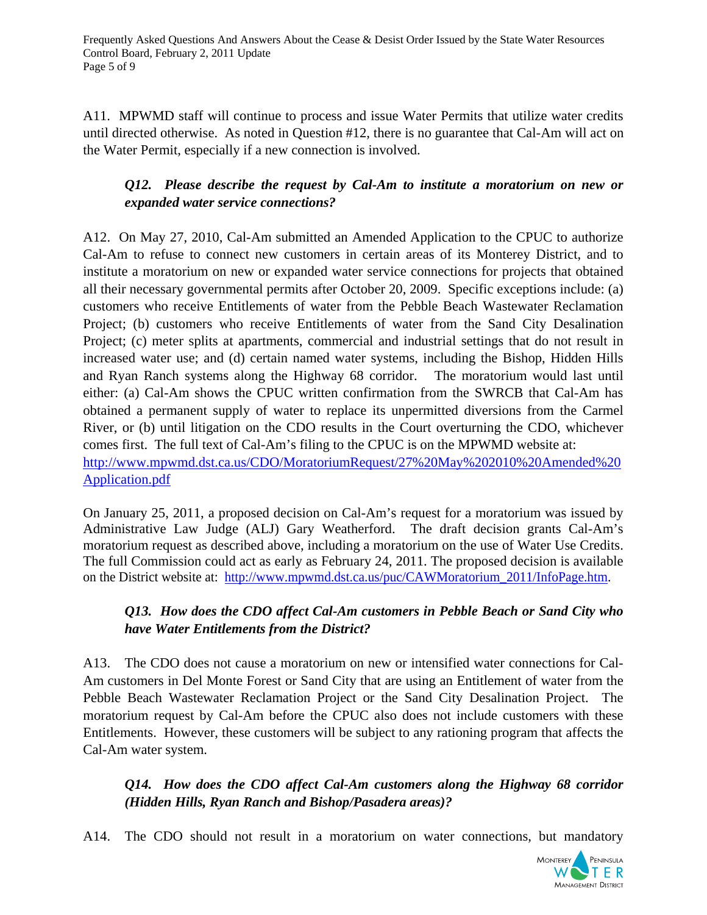A11. MPWMD staff will continue to process and issue Water Permits that utilize water credits until directed otherwise. As noted in Question #12, there is no guarantee that Cal-Am will act on the Water Permit, especially if a new connection is involved.

***Q12. Please describe the request by Cal-Am to institute a moratorium on new or expanded water service connections?***

A12. On May 27, 2010, Cal-Am submitted an Amended Application to the CPUC to authorize Cal-Am to refuse to connect new customers in certain areas of its Monterey District, and to institute a moratorium on new or expanded water service connections for projects that obtained all their necessary governmental permits after October 20, 2009. Specific exceptions include: (a) customers who receive Entitlements of water from the Pebble Beach Wastewater Reclamation Project; (b) customers who receive Entitlements of water from the Sand City Desalination Project; (c) meter splits at apartments, commercial and industrial settings that do not result in increased water use; and (d) certain named water systems, including the Bishop, Hidden Hills and Ryan Ranch systems along the Highway 68 corridor. The moratorium would last until either: (a) Cal-Am shows the CPUC written confirmation from the SWRCB that Cal-Am has obtained a permanent supply of water to replace its unpermitted diversions from the Carmel River, or (b) until litigation on the CDO results in the Court overturning the CDO, whichever comes first. The full text of Cal-Am's filing to the CPUC is on the MPWMD website at: http://www.mpwmd.dst.ca.us/CDO/MoratoriumRequest/27%20May%202010%20Amended%20Application.pdf

On January 25, 2011, a proposed decision on Cal-Am's request for a moratorium was issued by Administrative Law Judge (ALJ) Gary Weatherford. The draft decision grants Cal-Am's moratorium request as described above, including a moratorium on the use of Water Use Credits. The full Commission could act as early as February 24, 2011. The proposed decision is available on the District website at: http://www.mpwmd.dst.ca.us/puc/CAWMoratorium_2011/InfoPage.htm.

***Q13. How does the CDO affect Cal-Am customers in Pebble Beach or Sand City who have Water Entitlements from the District?***

A13. The CDO does not cause a moratorium on new or intensified water connections for Cal-Am customers in Del Monte Forest or Sand City that are using an Entitlement of water from the Pebble Beach Wastewater Reclamation Project or the Sand City Desalination Project. The moratorium request by Cal-Am before the CPUC also does not include customers with these Entitlements. However, these customers will be subject to any rationing program that affects the Cal-Am water system.

***Q14. How does the CDO affect Cal-Am customers along the Highway 68 corridor (Hidden Hills, Ryan Ranch and Bishop/Pasadera areas)?***

A14. The CDO should not result in a moratorium on water connections, but mandatory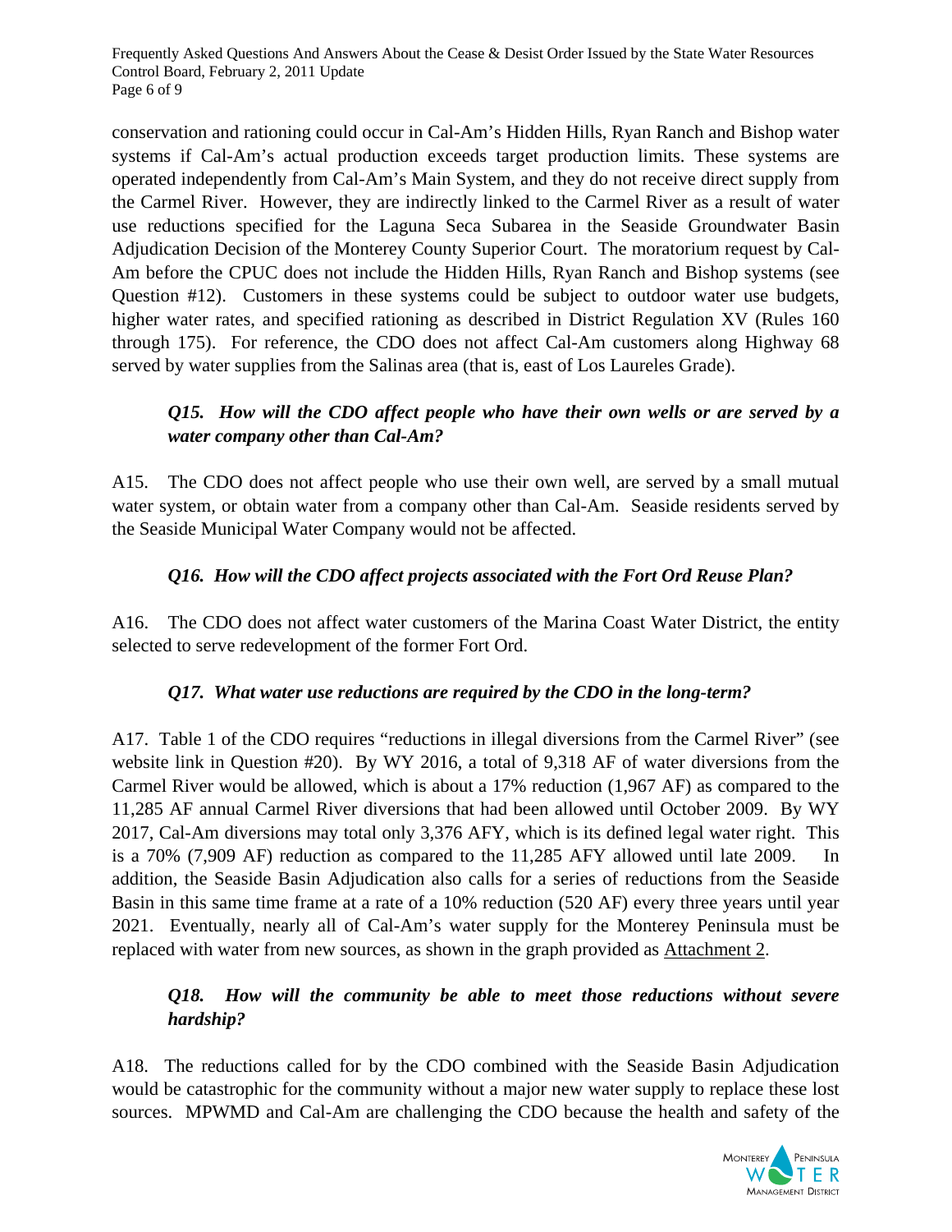conservation and rationing could occur in Cal-Am's Hidden Hills, Ryan Ranch and Bishop water systems if Cal-Am's actual production exceeds target production limits. These systems are operated independently from Cal-Am's Main System, and they do not receive direct supply from the Carmel River. However, they are indirectly linked to the Carmel River as a result of water use reductions specified for the Laguna Seca Subarea in the Seaside Groundwater Basin Adjudication Decision of the Monterey County Superior Court. The moratorium request by Cal-Am before the CPUC does not include the Hidden Hills, Ryan Ranch and Bishop systems (see Question #12). Customers in these systems could be subject to outdoor water use budgets, higher water rates, and specified rationing as described in District Regulation XV (Rules 160 through 175). For reference, the CDO does not affect Cal-Am customers along Highway 68 served by water supplies from the Salinas area (that is, east of Los Laureles Grade).

***Q15. How will the CDO affect people who have their own wells or are served by a water company other than Cal-Am?***

A15. The CDO does not affect people who use their own well, are served by a small mutual water system, or obtain water from a company other than Cal-Am. Seaside residents served by the Seaside Municipal Water Company would not be affected.

***Q16. How will the CDO affect projects associated with the Fort Ord Reuse Plan?***

A16. The CDO does not affect water customers of the Marina Coast Water District, the entity selected to serve redevelopment of the former Fort Ord.

***Q17. What water use reductions are required by the CDO in the long-term?***

A17. Table 1 of the CDO requires "reductions in illegal diversions from the Carmel River" (see website link in Question #20). By WY 2016, a total of 9,318 AF of water diversions from the Carmel River would be allowed, which is about a 17% reduction (1,967 AF) as compared to the 11,285 AF annual Carmel River diversions that had been allowed until October 2009. By WY 2017, Cal-Am diversions may total only 3,376 AFY, which is its defined legal water right. This is a 70% (7,909 AF) reduction as compared to the 11,285 AFY allowed until late 2009. In addition, the Seaside Basin Adjudication also calls for a series of reductions from the Seaside Basin in this same time frame at a rate of a 10% reduction (520 AF) every three years until year 2021. Eventually, nearly all of Cal-Am's water supply for the Monterey Peninsula must be replaced with water from new sources, as shown in the graph provided as Attachment 2.

***Q18. How will the community be able to meet those reductions without severe hardship?***

A18. The reductions called for by the CDO combined with the Seaside Basin Adjudication would be catastrophic for the community without a major new water supply to replace these lost sources. MPWMD and Cal-Am are challenging the CDO because the health and safety of the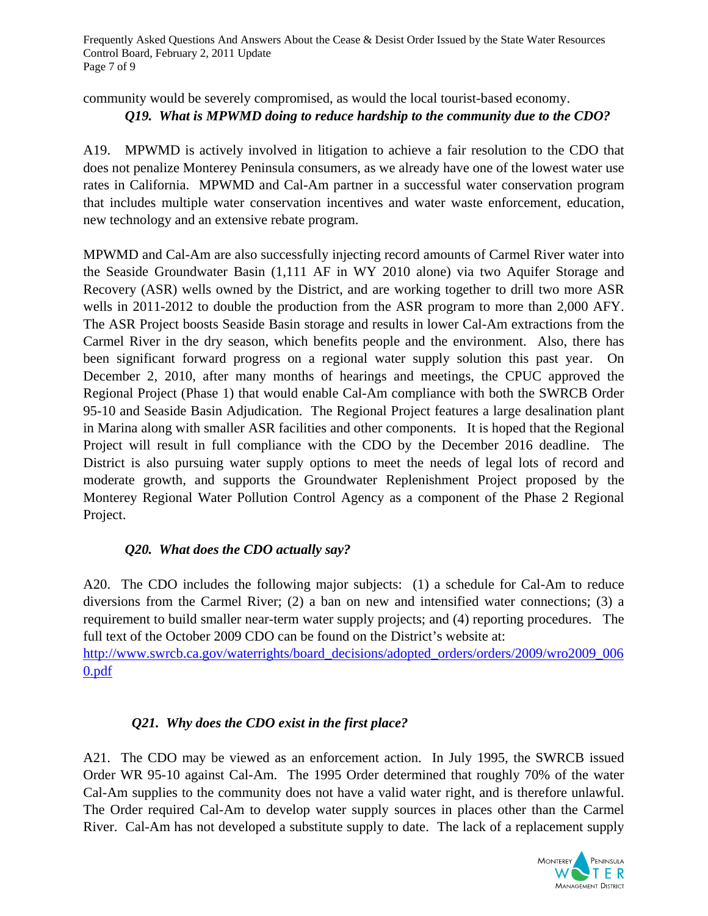community would be severely compromised, as would the local tourist-based economy.

***Q19. What is MPWMD doing to reduce hardship to the community due to the CDO?***

A19. MPWMD is actively involved in litigation to achieve a fair resolution to the CDO that does not penalize Monterey Peninsula consumers, as we already have one of the lowest water use rates in California. MPWMD and Cal-Am partner in a successful water conservation program that includes multiple water conservation incentives and water waste enforcement, education, new technology and an extensive rebate program.

MPWMD and Cal-Am are also successfully injecting record amounts of Carmel River water into the Seaside Groundwater Basin (1,111 AF in WY 2010 alone) via two Aquifer Storage and Recovery (ASR) wells owned by the District, and are working together to drill two more ASR wells in 2011-2012 to double the production from the ASR program to more than 2,000 AFY. The ASR Project boosts Seaside Basin storage and results in lower Cal-Am extractions from the Carmel River in the dry season, which benefits people and the environment. Also, there has been significant forward progress on a regional water supply solution this past year. On December 2, 2010, after many months of hearings and meetings, the CPUC approved the Regional Project (Phase 1) that would enable Cal-Am compliance with both the SWRCB Order 95-10 and Seaside Basin Adjudication. The Regional Project features a large desalination plant in Marina along with smaller ASR facilities and other components. It is hoped that the Regional Project will result in full compliance with the CDO by the December 2016 deadline. The District is also pursuing water supply options to meet the needs of legal lots of record and moderate growth, and supports the Groundwater Replenishment Project proposed by the Monterey Regional Water Pollution Control Agency as a component of the Phase 2 Regional Project.

***Q20. What does the CDO actually say?***

A20. The CDO includes the following major subjects: (1) a schedule for Cal-Am to reduce diversions from the Carmel River; (2) a ban on new and intensified water connections; (3) a requirement to build smaller near-term water supply projects; and (4) reporting procedures. The full text of the October 2009 CDO can be found on the District's website at: [http://www.swrcb.ca.gov/waterrights/board_decisions/adopted_orders/orders/2009/wro2009_0060.pdf](http://www.swrcb.ca.gov/waterrights/board_decisions/adopted_orders/orders/2009/wro2009_0060.pdf)

***Q21. Why does the CDO exist in the first place?***

A21. The CDO may be viewed as an enforcement action. In July 1995, the SWRCB issued Order WR 95-10 against Cal-Am. The 1995 Order determined that roughly 70% of the water Cal-Am supplies to the community does not have a valid water right, and is therefore unlawful. The Order required Cal-Am to develop water supply sources in places other than the Carmel River. Cal-Am has not developed a substitute supply to date. The lack of a replacement supply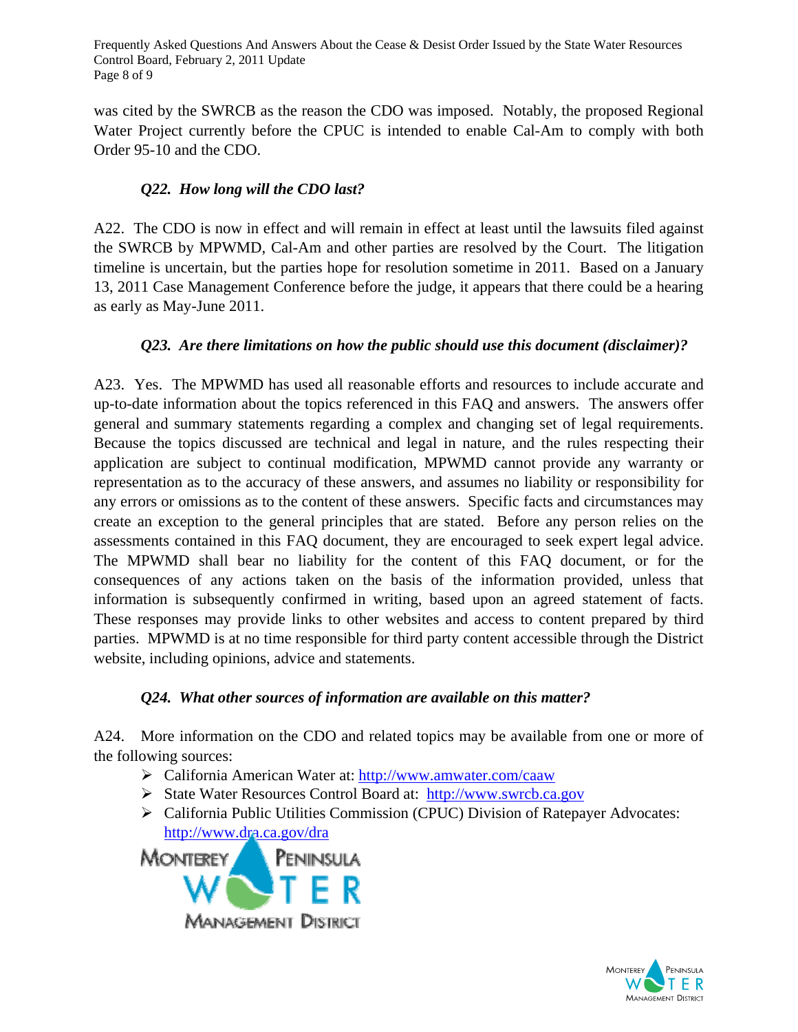was cited by the SWRCB as the reason the CDO was imposed. Notably, the proposed Regional Water Project currently before the CPUC is intended to enable Cal-Am to comply with both Order 95-10 and the CDO.

### *Q22. How long will the CDO last?*

A22. The CDO is now in effect and will remain in effect at least until the lawsuits filed against the SWRCB by MPWMD, Cal-Am and other parties are resolved by the Court. The litigation timeline is uncertain, but the parties hope for resolution sometime in 2011. Based on a January 13, 2011 Case Management Conference before the judge, it appears that there could be a hearing as early as May-June 2011.

### *Q23. Are there limitations on how the public should use this document (disclaimer)?*

A23. Yes. The MPWMD has used all reasonable efforts and resources to include accurate and up-to-date information about the topics referenced in this FAQ and answers. The answers offer general and summary statements regarding a complex and changing set of legal requirements. Because the topics discussed are technical and legal in nature, and the rules respecting their application are subject to continual modification, MPWMD cannot provide any warranty or representation as to the accuracy of these answers, and assumes no liability or responsibility for any errors or omissions as to the content of these answers. Specific facts and circumstances may create an exception to the general principles that are stated. Before any person relies on the assessments contained in this FAQ document, they are encouraged to seek expert legal advice. The MPWMD shall bear no liability for the content of this FAQ document, or for the consequences of any actions taken on the basis of the information provided, unless that information is subsequently confirmed in writing, based upon an agreed statement of facts. These responses may provide links to other websites and access to content prepared by third parties. MPWMD is at no time responsible for third party content accessible through the District website, including opinions, advice and statements.

### *Q24. What other sources of information are available on this matter?*

A24. More information on the CDO and related topics may be available from one or more of the following sources:

- California American Water at: http://www.amwater.com/caaw
- State Water Resources Control Board at: http://www.swrcb.ca.gov
- California Public Utilities Commission (CPUC) Division of Ratepayer Advocates: http://www.dra.ca.gov/dra

MONTEREY PENINSULA WATER MANAGEMENT DISTRICT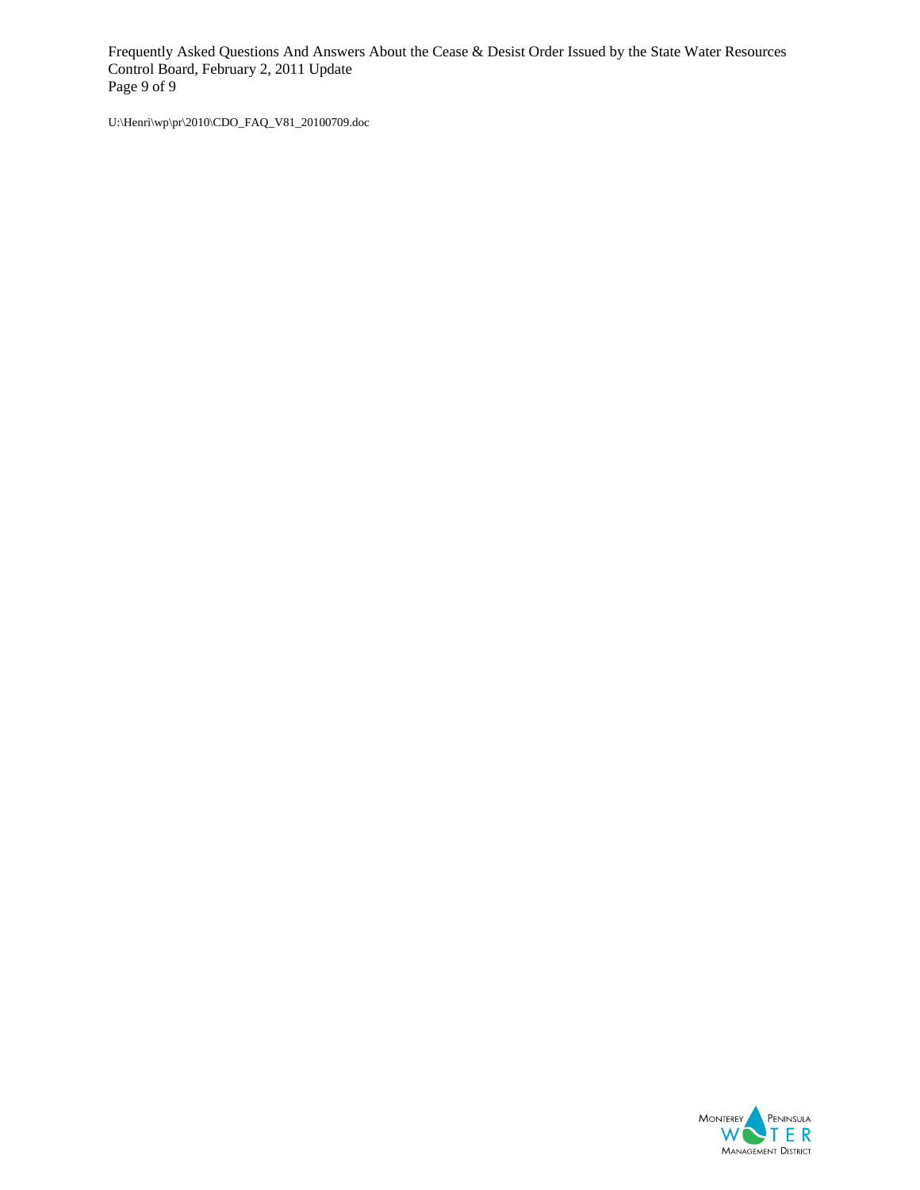U:\Henri\wp\pr\2010\CDO_FAQ_V81_20100709.doc